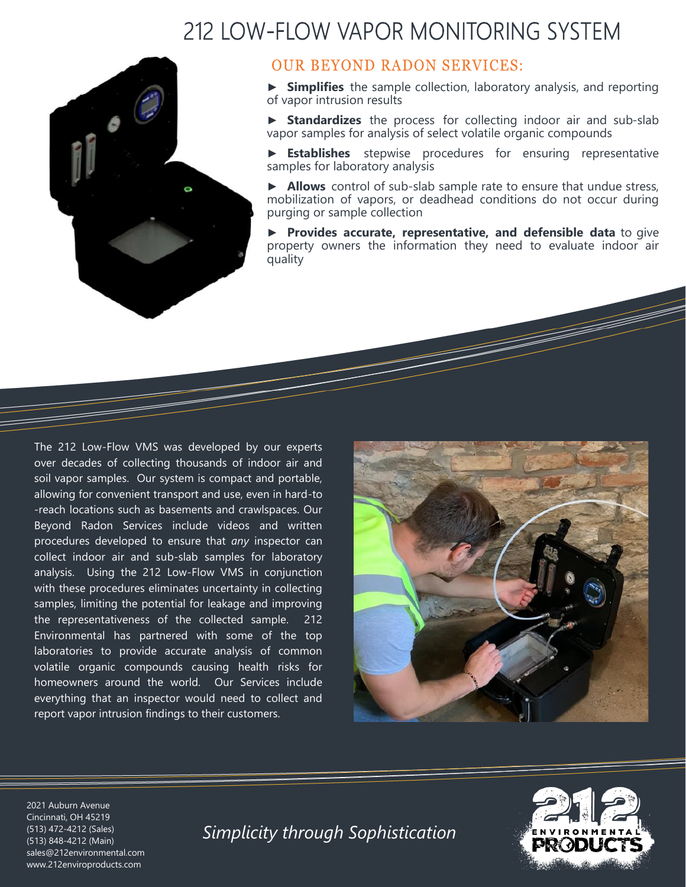# 212 LOW-FLOW VAPOR MONITORING SYSTEM

## OUR BEYOND RADON SERVICES:

► **Simplifies** the sample collection, laboratory analysis, and reporting of vapor intrusion results

► **Standardizes** the process for collecting indoor air and sub-slab vapor samples for analysis of select volatile organic compounds

► **Establishes** stepwise procedures for ensuring representative samples for laboratory analysis

► **Allows** control of sub-slab sample rate to ensure that undue stress, mobilization of vapors, or deadhead conditions do not occur during purging or sample collection

► **Provides accurate, representative, and defensible data** to give property owners the information they need to evaluate indoor air quality

The 212 Low-Flow VMS was developed by our experts over decades of collecting thousands of indoor air and soil vapor samples. Our system is compact and portable, allowing for convenient transport and use, even in hard-to-reach locations such as basements and crawlspaces. Our Beyond Radon Services include videos and written procedures developed to ensure that *any* inspector can collect indoor air and sub-slab samples for laboratory analysis. Using the 212 Low-Flow VMS in conjunction with these procedures eliminates uncertainty in collecting samples, limiting the potential for leakage and improving the representativeness of the collected sample. 212 Environmental has partnered with some of the top laboratories to provide accurate analysis of common volatile organic compounds causing health risks for homeowners around the world. Our Services include everything that an inspector would need to collect and report vapor intrusion findings to their customers.

2021 Auburn Avenue
Cincinnati, OH 45219
(513) 472-4212 (Sales)
(513) 848-4212 (Main)
sales@212environmental.com
www.212enviroproducts.com

*Simplicity through Sophistication*

212 ENVIRONMENTAL PRODUCTS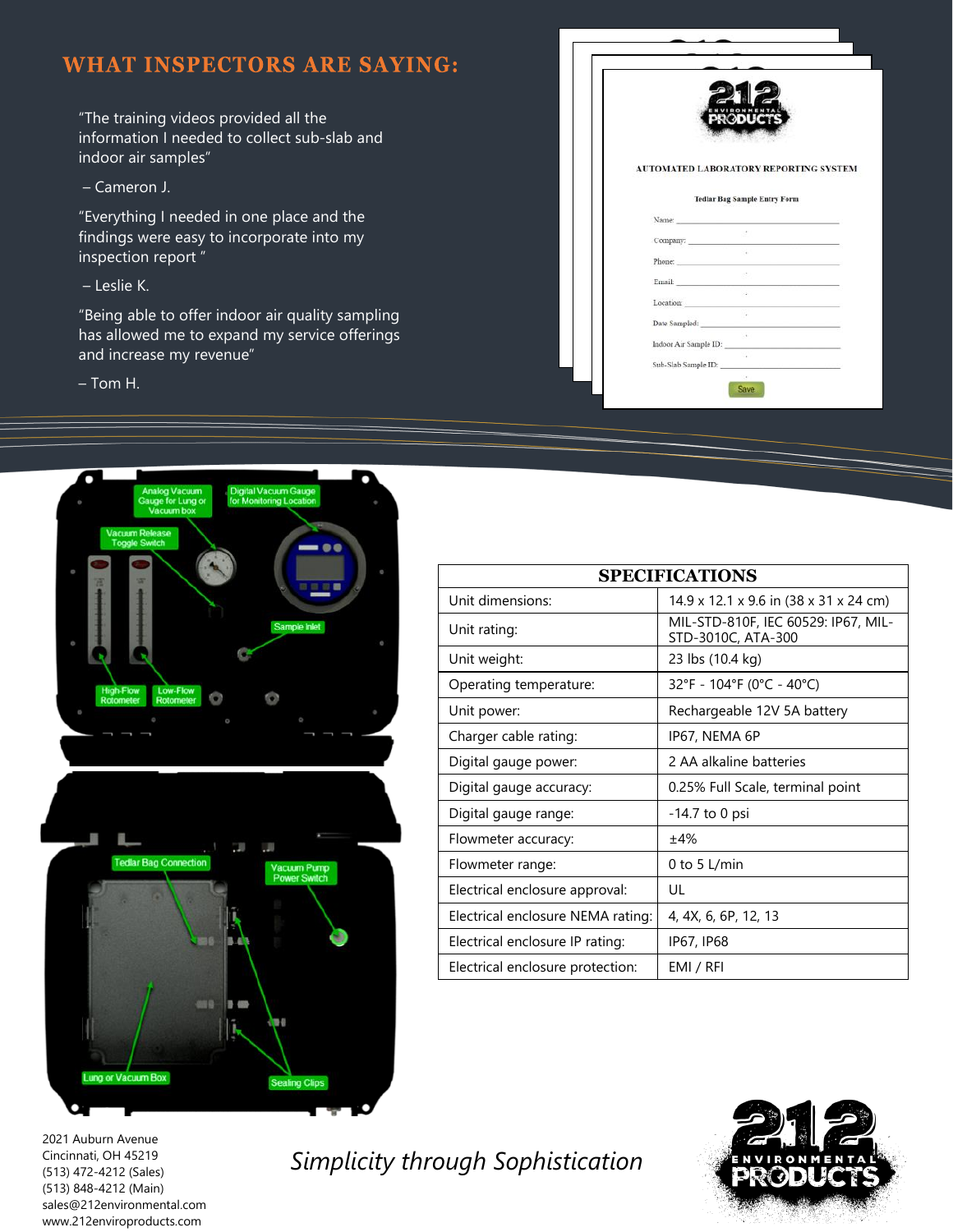## WHAT INSPECTORS ARE SAYING:

"The training videos provided all the information I needed to collect sub-slab and indoor air samples"

– Cameron J.

"Everything I needed in one place and the findings were easy to incorporate into my inspection report "

– Leslie K.

"Being able to offer indoor air quality sampling has allowed me to expand my service offerings and increase my revenue"

– Tom H.

AUTOMATED LABORATORY REPORTING SYSTEM

Tedlar Bag Sample Entry Form

Name:
Company:
Phone:
Email:
Location:
Date Sampled:
Indoor Air Sample ID:
Sub-Slab Sample ID:
Save

Analog Vacuum Gauge for Lung or Vacuum box
Digital Vacuum Gauge for Monitoring Location
Vacuum Release Toggle Switch
Sample Inlet
High-Flow Rotometer
Low-Flow Rotometer
Tedlar Bag Connection
Vacuum Pump Power Switch
Lung or Vacuum Box
Sealing Clips

| SPECIFICATIONS | |
|---|---|
| Unit dimensions: | 14.9 x 12.1 x 9.6 in (38 x 31 x 24 cm) |
| Unit rating: | MIL-STD-810F, IEC 60529: IP67, MIL-STD-3010C, ATA-300 |
| Unit weight: | 23 lbs (10.4 kg) |
| Operating temperature: | 32°F - 104°F (0°C - 40°C) |
| Unit power: | Rechargeable 12V 5A battery |
| Charger cable rating: | IP67, NEMA 6P |
| Digital gauge power: | 2 AA alkaline batteries |
| Digital gauge accuracy: | 0.25% Full Scale, terminal point |
| Digital gauge range: | -14.7 to 0 psi |
| Flowmeter accuracy: | ±4% |
| Flowmeter range: | 0 to 5 L/min |
| Electrical enclosure approval: | UL |
| Electrical enclosure NEMA rating: | 4, 4X, 6, 6P, 12, 13 |
| Electrical enclosure IP rating: | IP67, IP68 |
| Electrical enclosure protection: | EMI / RFI |

2021 Auburn Avenue
Cincinnati, OH 45219
(513) 472-4212 (Sales)
(513) 848-4212 (Main)
sales@212environmental.com
www.212enviroproducts.com

*Simplicity through Sophistication*

212 ENVIRONMENTAL PRODUCTS